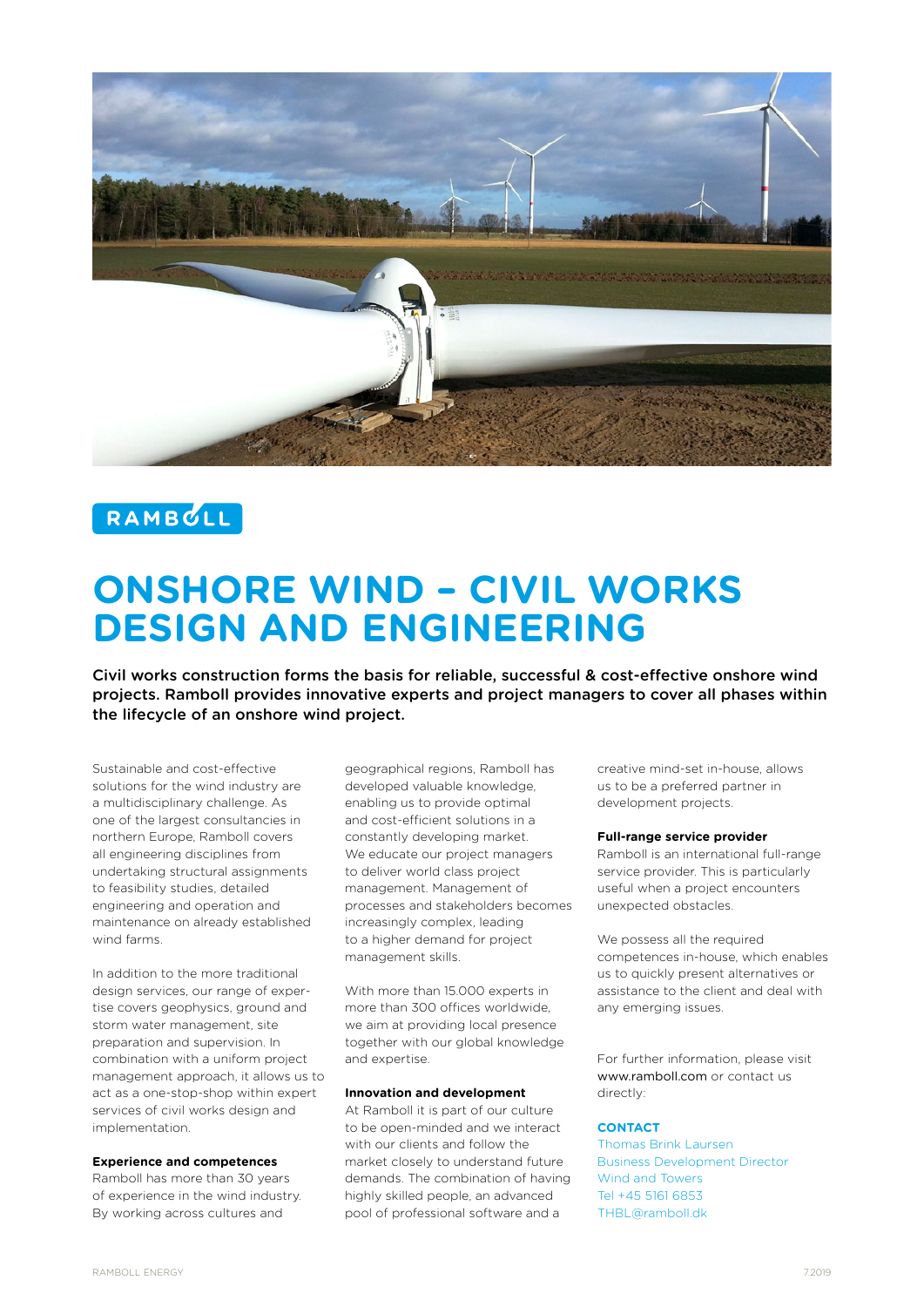RAMBØLL

# ONSHORE WIND – CIVIL WORKS DESIGN AND ENGINEERING

**Civil works construction forms the basis for reliable, successful & cost-effective onshore wind projects. Ramboll provides innovative experts and project managers to cover all phases within the lifecycle of an onshore wind project.**

Sustainable and cost-effective solutions for the wind industry are a multidisciplinary challenge. As one of the largest consultancies in northern Europe, Ramboll covers all engineering disciplines from undertaking structural assignments to feasibility studies, detailed engineering and operation and maintenance on already established wind farms.

In addition to the more traditional design services, our range of expertise covers geophysics, ground and storm water management, site preparation and supervision. In combination with a uniform project management approach, it allows us to act as a one-stop-shop within expert services of civil works design and implementation.

### Experience and competences

Ramboll has more than 30 years of experience in the wind industry. By working across cultures and geographical regions, Ramboll has developed valuable knowledge, enabling us to provide optimal and cost-efficient solutions in a constantly developing market. We educate our project managers to deliver world class project management. Management of processes and stakeholders becomes increasingly complex, leading to a higher demand for project management skills.

With more than 15.000 experts in more than 300 offices worldwide, we aim at providing local presence together with our global knowledge and expertise.

### Innovation and development

At Ramboll it is part of our culture to be open-minded and we interact with our clients and follow the market closely to understand future demands. The combination of having highly skilled people, an advanced pool of professional software and a creative mind-set in-house, allows us to be a preferred partner in development projects.

### Full-range service provider

Ramboll is an international full-range service provider. This is particularly useful when a project encounters unexpected obstacles.

We possess all the required competences in-house, which enables us to quickly present alternatives or assistance to the client and deal with any emerging issues.

For further information, please visit www.ramboll.com or contact us directly:

**CONTACT**
Thomas Brink Laursen
Business Development Director
Wind and Towers
Tel +45 5161 6853
THBL@ramboll.dk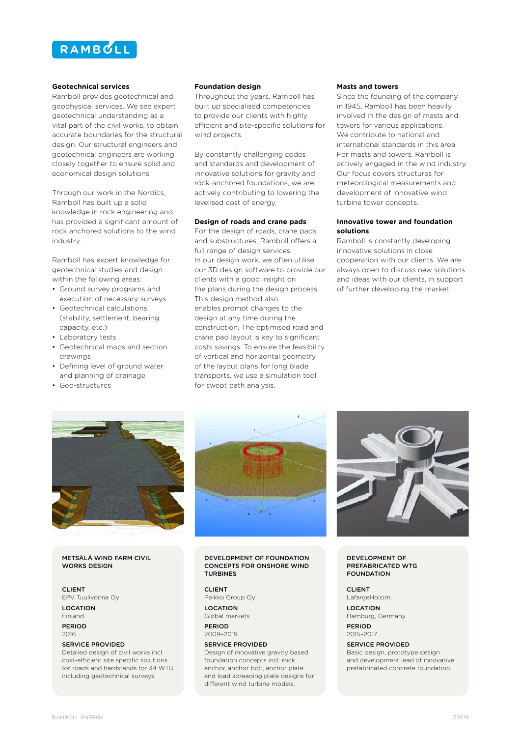RAMBØLL

### Geotechnical services

Ramboll provides geotechnical and geophysical services. We see expert geotechnical understanding as a vital part of the civil works, to obtain accurate boundaries for the structural design. Our structural engineers and geotechnical engineers are working closely together to ensure solid and economical design solutions.

Through our work in the Nordics, Ramboll has built up a solid knowledge in rock engineering and has provided a significant amount of rock anchored solutions to the wind industry.

Ramboll has expert knowledge for geotechnical studies and design within the following areas:

- Ground survey programs and execution of necessary surveys
- Geotechnical calculations (stability, settlement, bearing capacity, etc.)
- Laboratory tests
- Geotechnical maps and section drawings
- Defining level of ground water and planning of drainage
- Geo-structures

### Foundation design

Throughout the years, Ramboll has built up specialised competencies to provide our clients with highly efficient and site-specific solutions for wind projects.

By constantly challenging codes and standards and development of innovative solutions for gravity and rock-anchored foundations, we are actively contributing to lowering the levelised cost of energy.

### Design of roads and crane pads

For the design of roads, crane pads and substructures, Ramboll offers a full range of design services.
In our design work, we often utilise our 3D design software to provide our clients with a good insight on the plans during the design process. This design method also enables prompt changes to the design at any time during the construction. The optimised road and crane pad layout is key to significant costs savings. To ensure the feasibility of vertical and horizontal geometry of the layout plans for long blade transports, we use a simulation tool for swept path analysis.

### Masts and towers

Since the founding of the company in 1945, Ramboll has been heavily involved in the design of masts and towers for various applications. We contribute to national and international standards in this area. For masts and towers, Ramboll is actively engaged in the wind industry. Our focus covers structures for meteorological measurements and development of innovative wind turbine tower concepts.

### Innovative tower and foundation solutions

Ramboll is constantly developing innovative solutions in close cooperation with our clients. We are always open to discuss new solutions and ideas with our clients, in support of further developing the market.

#### METSÄLÄ WIND FARM CIVIL WORKS DESIGN

**CLIENT**
EPV Tuulivoima Oy

**LOCATION**
Finland

**PERIOD**
2016

**SERVICE PROVIDED**
Detailed design of civil works incl. cost-efficient site specific solutions for roads and hardstands for 34 WTG including geotechnical surveys.

#### DEVELOPMENT OF FOUNDATION CONCEPTS FOR ONSHORE WIND TURBINES

**CLIENT**
Peikko Group Oy

**LOCATION**
Global markets

**PERIOD**
2009–2019

**SERVICE PROVIDED**
Design of innovative gravity based foundation concepts incl. rock anchor, anchor bolt, anchor plate and load spreading plate designs for different wind turbine models.

#### DEVELOPMENT OF PREFABRICATED WTG FOUNDATION

**CLIENT**
LafargeHolcim

**LOCATION**
Hamburg, Germany

**PERIOD**
2015–2017

**SERVICE PROVIDED**
Basic design, prototype design and development lead of innovative prefabricated concrete foundation.